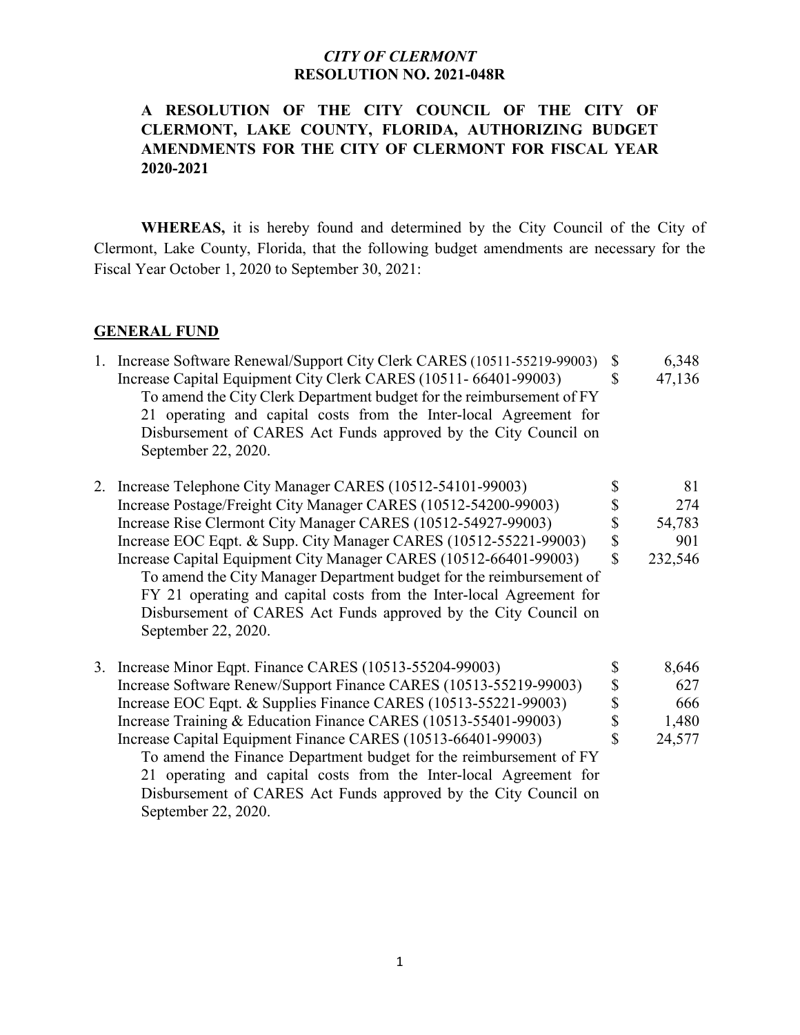*CITY OF CLERMONT*
**RESOLUTION NO. 2021-048R**

**A RESOLUTION OF THE CITY COUNCIL OF THE CITY OF CLERMONT, LAKE COUNTY, FLORIDA, AUTHORIZING BUDGET AMENDMENTS FOR THE CITY OF CLERMONT FOR FISCAL YEAR 2020-2021**

**WHEREAS,** it is hereby found and determined by the City Council of the City of Clermont, Lake County, Florida, that the following budget amendments are necessary for the Fiscal Year October 1, 2020 to September 30, 2021:

## GENERAL FUND

1. Increase Software Renewal/Support City Clerk CARES (10511-55219-99003) $ 6,348
   Increase Capital Equipment City Clerk CARES (10511- 66401-99003) $ 47,136
   To amend the City Clerk Department budget for the reimbursement of FY 21 operating and capital costs from the Inter-local Agreement for Disbursement of CARES Act Funds approved by the City Council on September 22, 2020.

2. Increase Telephone City Manager CARES (10512-54101-99003) $ 81
   Increase Postage/Freight City Manager CARES (10512-54200-99003) $ 274
   Increase Rise Clermont City Manager CARES (10512-54927-99003) $ 54,783
   Increase EOC Eqpt. & Supp. City Manager CARES (10512-55221-99003) $ 901
   Increase Capital Equipment City Manager CARES (10512-66401-99003) $ 232,546
   To amend the City Manager Department budget for the reimbursement of FY 21 operating and capital costs from the Inter-local Agreement for Disbursement of CARES Act Funds approved by the City Council on September 22, 2020.

3. Increase Minor Eqpt. Finance CARES (10513-55204-99003) $ 8,646
   Increase Software Renew/Support Finance CARES (10513-55219-99003) $ 627
   Increase EOC Eqpt. & Supplies Finance CARES (10513-55221-99003) $ 666
   Increase Training & Education Finance CARES (10513-55401-99003) $ 1,480
   Increase Capital Equipment Finance CARES (10513-66401-99003) $ 24,577
   To amend the Finance Department budget for the reimbursement of FY 21 operating and capital costs from the Inter-local Agreement for Disbursement of CARES Act Funds approved by the City Council on September 22, 2020.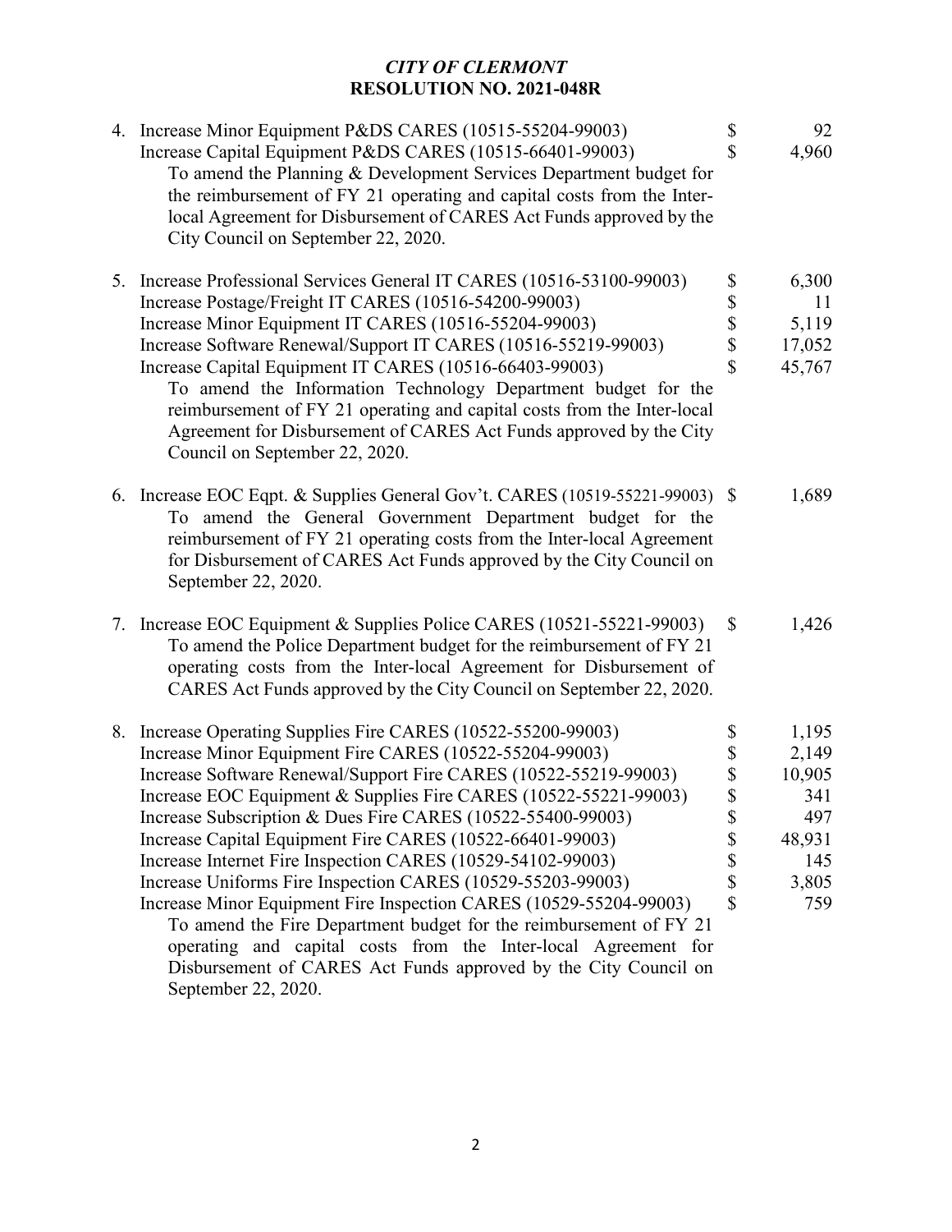*CITY OF CLERMONT*
**RESOLUTION NO. 2021-048R**

4. Increase Minor Equipment P&DS CARES (10515-55204-99003) $ 92
   Increase Capital Equipment P&DS CARES (10515-66401-99003) $ 4,960
   To amend the Planning & Development Services Department budget for the reimbursement of FY 21 operating and capital costs from the Inter-local Agreement for Disbursement of CARES Act Funds approved by the City Council on September 22, 2020.

5. Increase Professional Services General IT CARES (10516-53100-99003) $ 6,300
   Increase Postage/Freight IT CARES (10516-54200-99003) $ 11
   Increase Minor Equipment IT CARES (10516-55204-99003) $ 5,119
   Increase Software Renewal/Support IT CARES (10516-55219-99003) $ 17,052
   Increase Capital Equipment IT CARES (10516-66403-99003) $ 45,767
   To amend the Information Technology Department budget for the reimbursement of FY 21 operating and capital costs from the Inter-local Agreement for Disbursement of CARES Act Funds approved by the City Council on September 22, 2020.

6. Increase EOC Eqpt. & Supplies General Gov't. CARES (10519-55221-99003) $ 1,689
   To amend the General Government Department budget for the reimbursement of FY 21 operating costs from the Inter-local Agreement for Disbursement of CARES Act Funds approved by the City Council on September 22, 2020.

7. Increase EOC Equipment & Supplies Police CARES (10521-55221-99003) $ 1,426
   To amend the Police Department budget for the reimbursement of FY 21 operating costs from the Inter-local Agreement for Disbursement of CARES Act Funds approved by the City Council on September 22, 2020.

8. Increase Operating Supplies Fire CARES (10522-55200-99003) $ 1,195
   Increase Minor Equipment Fire CARES (10522-55204-99003) $ 2,149
   Increase Software Renewal/Support Fire CARES (10522-55219-99003) $ 10,905
   Increase EOC Equipment & Supplies Fire CARES (10522-55221-99003) $ 341
   Increase Subscription & Dues Fire CARES (10522-55400-99003) $ 497
   Increase Capital Equipment Fire CARES (10522-66401-99003) $ 48,931
   Increase Internet Fire Inspection CARES (10529-54102-99003) $ 145
   Increase Uniforms Fire Inspection CARES (10529-55203-99003) $ 3,805
   Increase Minor Equipment Fire Inspection CARES (10529-55204-99003) $ 759
   To amend the Fire Department budget for the reimbursement of FY 21 operating and capital costs from the Inter-local Agreement for Disbursement of CARES Act Funds approved by the City Council on September 22, 2020.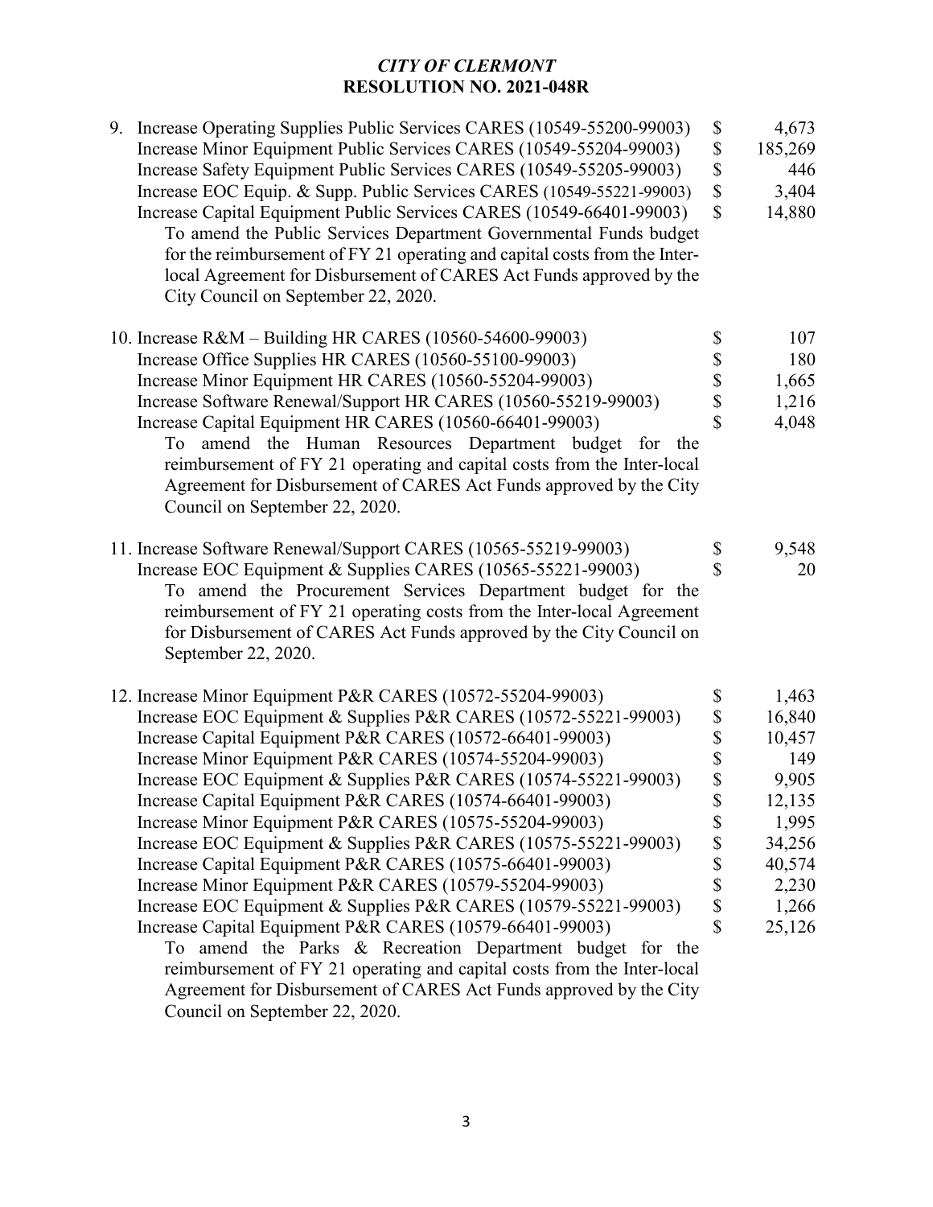*CITY OF CLERMONT*
**RESOLUTION NO. 2021-048R**

9. Increase Operating Supplies Public Services CARES (10549-55200-99003) $ 4,673
   Increase Minor Equipment Public Services CARES (10549-55204-99003) $ 185,269
   Increase Safety Equipment Public Services CARES (10549-55205-99003) $ 446
   Increase EOC Equip. & Supp. Public Services CARES (10549-55221-99003) $ 3,404
   Increase Capital Equipment Public Services CARES (10549-66401-99003) $ 14,880
   To amend the Public Services Department Governmental Funds budget for the reimbursement of FY 21 operating and capital costs from the Inter-local Agreement for Disbursement of CARES Act Funds approved by the City Council on September 22, 2020.

10. Increase R&M – Building HR CARES (10560-54600-99003) $ 107
    Increase Office Supplies HR CARES (10560-55100-99003) $ 180
    Increase Minor Equipment HR CARES (10560-55204-99003) $ 1,665
    Increase Software Renewal/Support HR CARES (10560-55219-99003) $ 1,216
    Increase Capital Equipment HR CARES (10560-66401-99003) $ 4,048
    To amend the Human Resources Department budget for the reimbursement of FY 21 operating and capital costs from the Inter-local Agreement for Disbursement of CARES Act Funds approved by the City Council on September 22, 2020.

11. Increase Software Renewal/Support CARES (10565-55219-99003) $ 9,548
    Increase EOC Equipment & Supplies CARES (10565-55221-99003) $ 20
    To amend the Procurement Services Department budget for the reimbursement of FY 21 operating costs from the Inter-local Agreement for Disbursement of CARES Act Funds approved by the City Council on September 22, 2020.

12. Increase Minor Equipment P&R CARES (10572-55204-99003) $ 1,463
    Increase EOC Equipment & Supplies P&R CARES (10572-55221-99003) $ 16,840
    Increase Capital Equipment P&R CARES (10572-66401-99003) $ 10,457
    Increase Minor Equipment P&R CARES (10574-55204-99003) $ 149
    Increase EOC Equipment & Supplies P&R CARES (10574-55221-99003) $ 9,905
    Increase Capital Equipment P&R CARES (10574-66401-99003) $ 12,135
    Increase Minor Equipment P&R CARES (10575-55204-99003) $ 1,995
    Increase EOC Equipment & Supplies P&R CARES (10575-55221-99003) $ 34,256
    Increase Capital Equipment P&R CARES (10575-66401-99003) $ 40,574
    Increase Minor Equipment P&R CARES (10579-55204-99003) $ 2,230
    Increase EOC Equipment & Supplies P&R CARES (10579-55221-99003) $ 1,266
    Increase Capital Equipment P&R CARES (10579-66401-99003) $ 25,126
    To amend the Parks & Recreation Department budget for the reimbursement of FY 21 operating and capital costs from the Inter-local Agreement for Disbursement of CARES Act Funds approved by the City Council on September 22, 2020.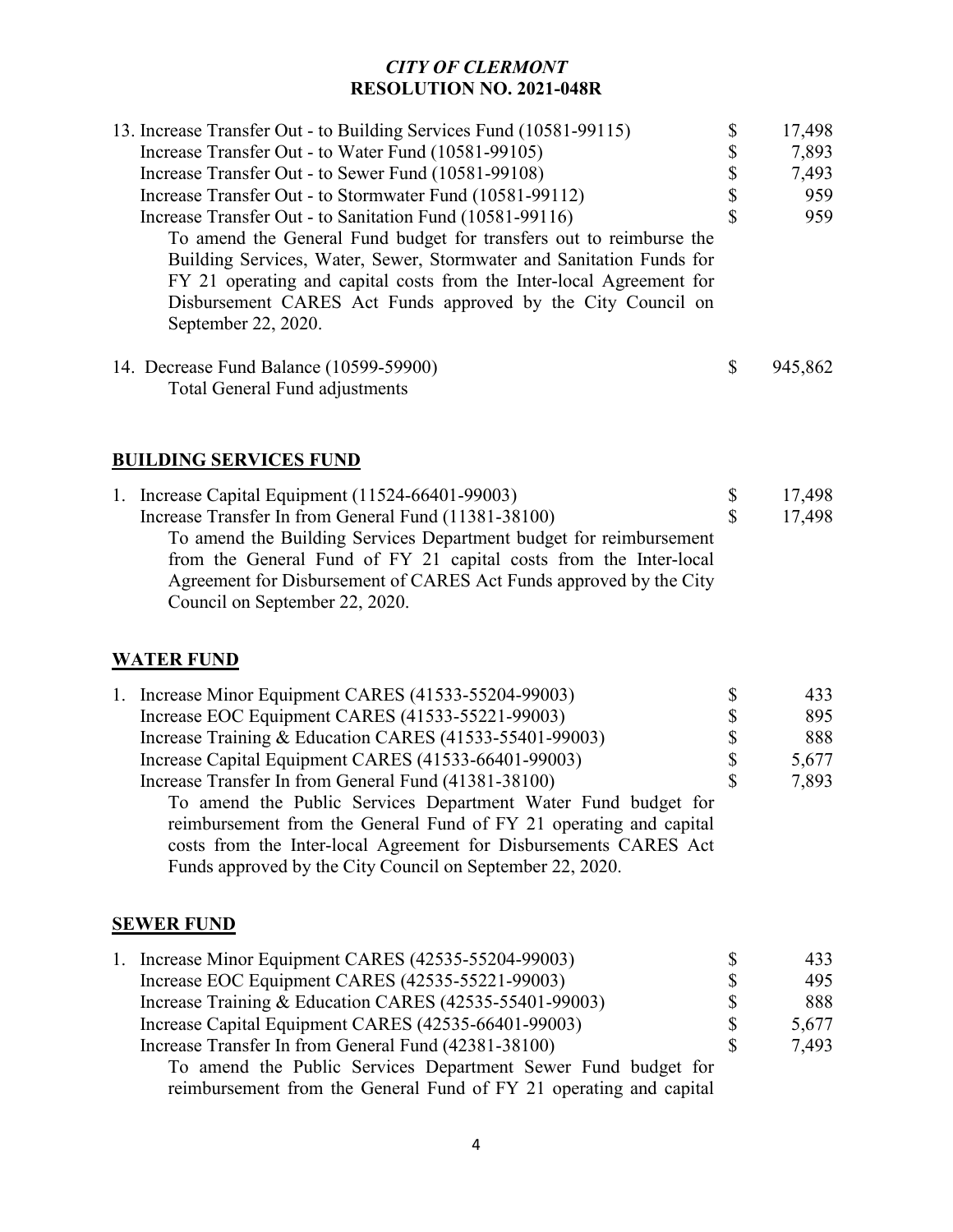*CITY OF CLERMONT*
**RESOLUTION NO. 2021-048R**

13. Increase Transfer Out - to Building Services Fund (10581-99115) $ 17,498
    Increase Transfer Out - to Water Fund (10581-99105) $ 7,893
    Increase Transfer Out - to Sewer Fund (10581-99108) $ 7,493
    Increase Transfer Out - to Stormwater Fund (10581-99112) $ 959
    Increase Transfer Out - to Sanitation Fund (10581-99116) $ 959

    To amend the General Fund budget for transfers out to reimburse the Building Services, Water, Sewer, Stormwater and Sanitation Funds for FY 21 operating and capital costs from the Inter-local Agreement for Disbursement CARES Act Funds approved by the City Council on September 22, 2020.

14. Decrease Fund Balance (10599-59900) $ 945,862
    Total General Fund adjustments

**BUILDING SERVICES FUND**

1. Increase Capital Equipment (11524-66401-99003) $ 17,498
   Increase Transfer In from General Fund (11381-38100) $ 17,498

   To amend the Building Services Department budget for reimbursement from the General Fund of FY 21 capital costs from the Inter-local Agreement for Disbursement of CARES Act Funds approved by the City Council on September 22, 2020.

**WATER FUND**

1. Increase Minor Equipment CARES (41533-55204-99003) $ 433
   Increase EOC Equipment CARES (41533-55221-99003) $ 895
   Increase Training & Education CARES (41533-55401-99003) $ 888
   Increase Capital Equipment CARES (41533-66401-99003) $ 5,677
   Increase Transfer In from General Fund (41381-38100) $ 7,893

   To amend the Public Services Department Water Fund budget for reimbursement from the General Fund of FY 21 operating and capital costs from the Inter-local Agreement for Disbursements CARES Act Funds approved by the City Council on September 22, 2020.

**SEWER FUND**

1. Increase Minor Equipment CARES (42535-55204-99003) $ 433
   Increase EOC Equipment CARES (42535-55221-99003) $ 495
   Increase Training & Education CARES (42535-55401-99003) $ 888
   Increase Capital Equipment CARES (42535-66401-99003) $ 5,677
   Increase Transfer In from General Fund (42381-38100) $ 7,493

   To amend the Public Services Department Sewer Fund budget for reimbursement from the General Fund of FY 21 operating and capital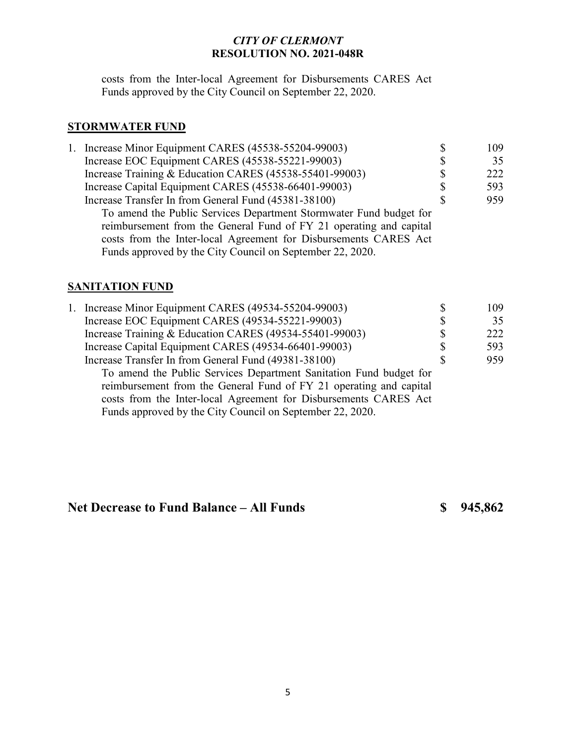costs from the Inter-local Agreement for Disbursements CARES Act Funds approved by the City Council on September 22, 2020.

**STORMWATER FUND**

| | | | |
|---|---|---|---|
| 1. | Increase Minor Equipment CARES (45538-55204-99003) | $ | 109 |
| | Increase EOC Equipment CARES (45538-55221-99003) | $ | 35 |
| | Increase Training & Education CARES (45538-55401-99003) | $ | 222 |
| | Increase Capital Equipment CARES (45538-66401-99003) | $ | 593 |
| | Increase Transfer In from General Fund (45381-38100) | $ | 959 |

To amend the Public Services Department Stormwater Fund budget for reimbursement from the General Fund of FY 21 operating and capital costs from the Inter-local Agreement for Disbursements CARES Act Funds approved by the City Council on September 22, 2020.

**SANITATION FUND**

| | | | |
|---|---|---|---|
| 1. | Increase Minor Equipment CARES (49534-55204-99003) | $ | 109 |
| | Increase EOC Equipment CARES (49534-55221-99003) | $ | 35 |
| | Increase Training & Education CARES (49534-55401-99003) | $ | 222 |
| | Increase Capital Equipment CARES (49534-66401-99003) | $ | 593 |
| | Increase Transfer In from General Fund (49381-38100) | $ | 959 |

To amend the Public Services Department Sanitation Fund budget for reimbursement from the General Fund of FY 21 operating and capital costs from the Inter-local Agreement for Disbursements CARES Act Funds approved by the City Council on September 22, 2020.

## Net Decrease to Fund Balance – All Funds $ 945,862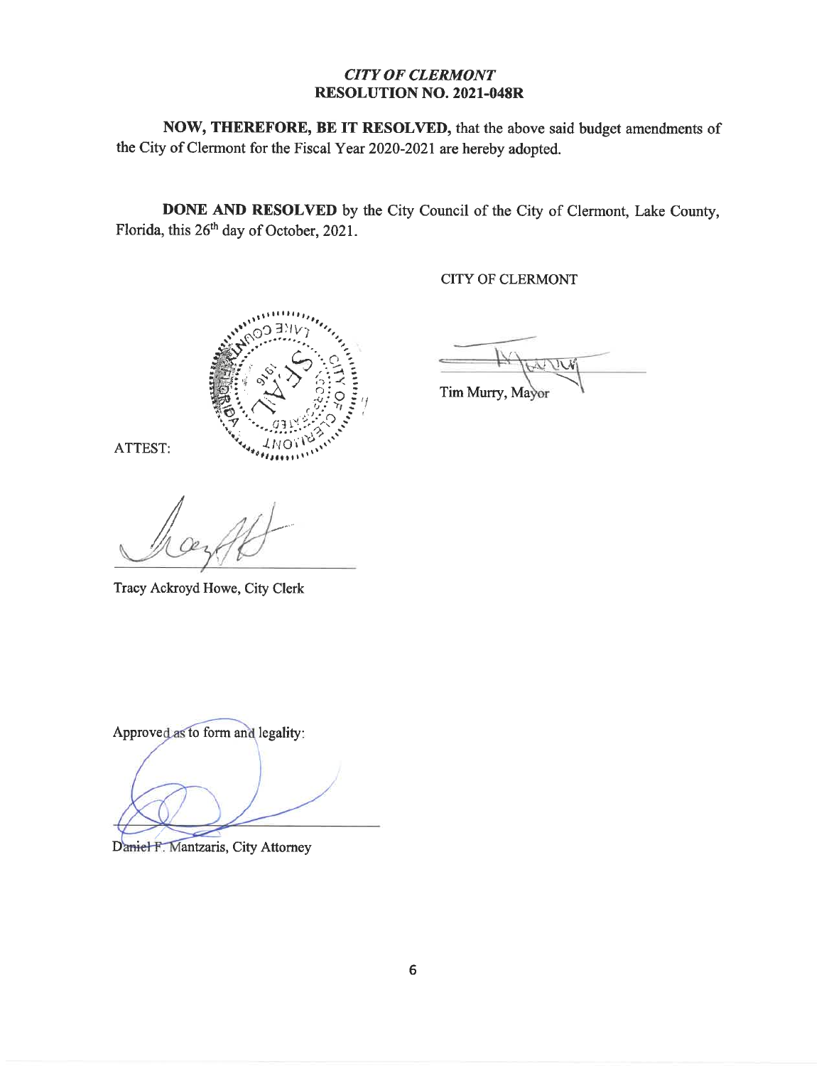***CITY OF CLERMONT***
**RESOLUTION NO. 2021-048R**

**NOW, THEREFORE, BE IT RESOLVED,** that the above said budget amendments of the City of Clermont for the Fiscal Year 2020-2021 are hereby adopted.

**DONE AND RESOLVED** by the City Council of the City of Clermont, Lake County, Florida, this 26th day of October, 2021.

CITY OF CLERMONT

Tim Murry, Mayor

ATTEST:

Tracy Ackroyd Howe, City Clerk

Approved as to form and legality:

Daniel F. Mantzaris, City Attorney